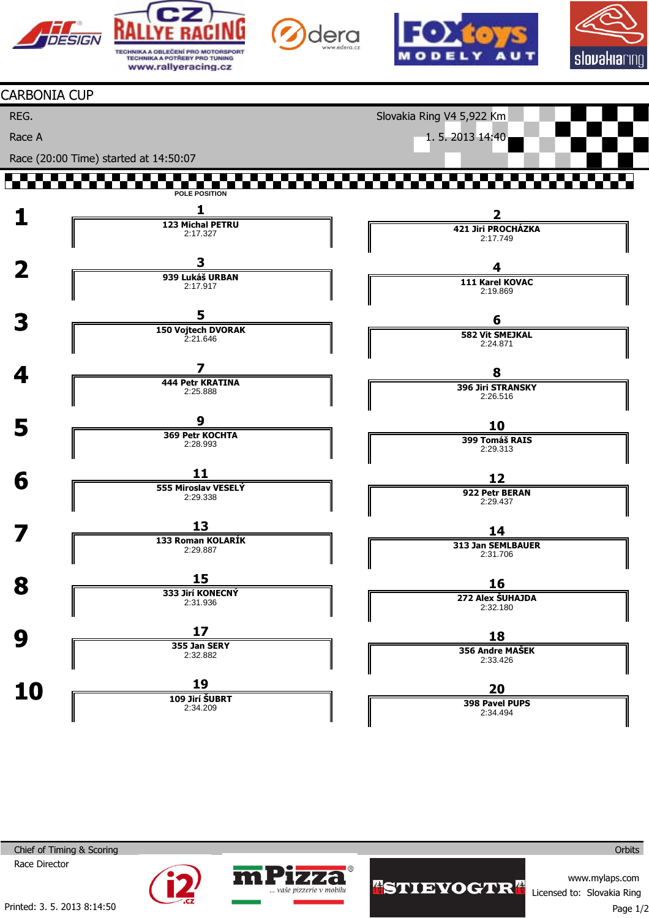# CARBONIA CUP

REG.

Race A

Race (20:00 Time) started at 14:50:07

Slovakia Ring V4 5,922 Km

1. 5. 2013 14:40

POLE POSITION

| Row | Position | Driver | Time | Position | Driver | Time |
|---|---|---|---|---|---|---|
| 1 | 1 | 123 Michal PETRU | 2:17.327 | 2 | 421 Jiri PROCHÁZKA | 2:17.749 |
| 2 | 3 | 939 Lukáš URBAN | 2:17.917 | 4 | 111 Karel KOVAC | 2:19.869 |
| 3 | 5 | 150 Vojtech DVORAK | 2:21.646 | 6 | 582 Vit SMEJKAL | 2:24.871 |
| 4 | 7 | 444 Petr KRATINA | 2:25.888 | 8 | 396 Jiri STRANSKY | 2:26.516 |
| 5 | 9 | 369 Petr KOCHTA | 2:28.993 | 10 | 399 Tomáš RAIS | 2:29.313 |
| 6 | 11 | 555 Miroslav VESELÝ | 2:29.338 | 12 | 922 Petr BERAN | 2:29.437 |
| 7 | 13 | 133 Roman KOLARÍK | 2:29.887 | 14 | 313 Jan SEMLBAUER | 2:31.706 |
| 8 | 15 | 333 Jirí KONECNÝ | 2:31.936 | 16 | 272 Alex ŠUHAJDA | 2:32.180 |
| 9 | 17 | 355 Jan SERY | 2:32.882 | 18 | 356 Andre MAŠEK | 2:33.426 |
| 10 | 19 | 109 Jirí ŠUBRT | 2:34.209 | 20 | 398 Pavel PUPS | 2:34.494 |

Chief of Timing & Scoring

Race Director

Orbits

www.mylaps.com

Licensed to: Slovakia Ring

Printed: 3. 5. 2013 8:14:50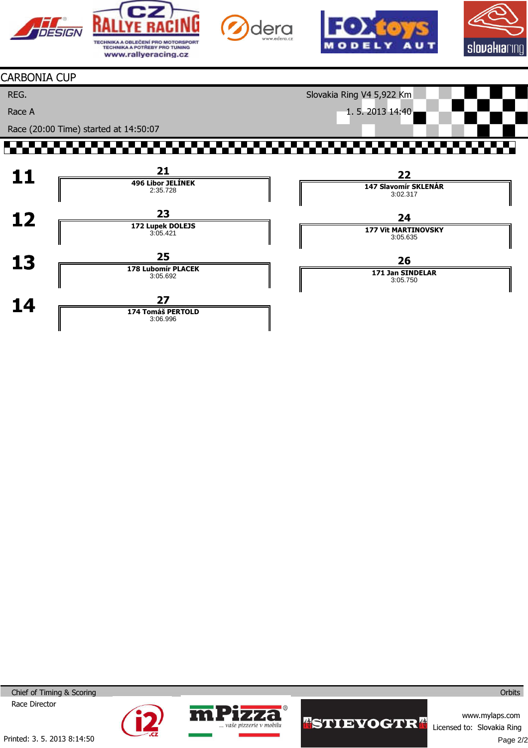CARBONIA CUP

REG.
Race A
Race (20:00 Time) started at 14:50:07

Slovakia Ring V4 5,922 Km
1. 5. 2013 14:40

| Row | Position | Driver | Position | Driver |
|---|---|---|---|---|
| 11 | 21 | **496 Libor JELÍNEK** 2:35.728 | 22 | **147 Slavomír SKLENÁR** 3:02.317 |
| 12 | 23 | **172 Lupek DOLEJS** 3:05.421 | 24 | **177 Vit MARTINOVSKY** 3:05.635 |
| 13 | 25 | **178 Lubomír PLACEK** 3:05.692 | 26 | **171 Jan SINDELAR** 3:05.750 |
| 14 | 27 | **174 Tomáš PERTOLD** 3:06.996 | | |

Chief of Timing & Scoring
Race Director

Orbits
www.mylaps.com
Licensed to: Slovakia Ring

Printed: 3. 5. 2013 8:14:50